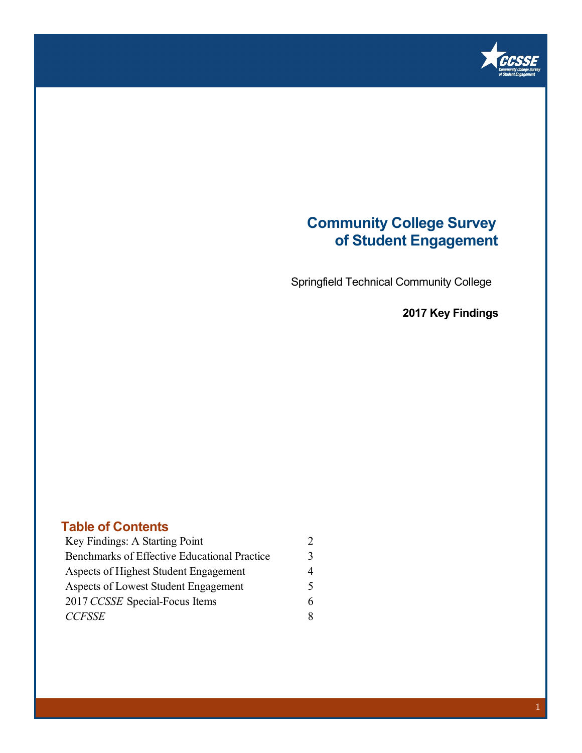# Community College Survey of Student Engagement

Springfield Technical Community College

**2017 Key Findings**

## Table of Contents

| | |
|---|---|
| Key Findings: A Starting Point | 2 |
| Benchmarks of Effective Educational Practice | 3 |
| Aspects of Highest Student Engagement | 4 |
| Aspects of Lowest Student Engagement | 5 |
| 2017 *CCSSE* Special-Focus Items | 6 |
| *CCFSSE* | 8 |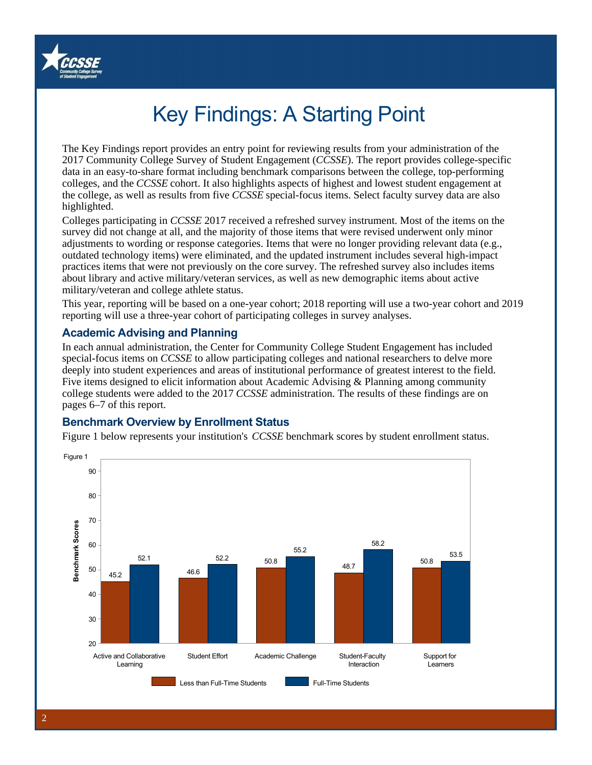# Key Findings: A Starting Point

The Key Findings report provides an entry point for reviewing results from your administration of the 2017 Community College Survey of Student Engagement (*CCSSE*). The report provides college-specific data in an easy-to-share format including benchmark comparisons between the college, top-performing colleges, and the *CCSSE* cohort. It also highlights aspects of highest and lowest student engagement at the college, as well as results from five *CCSSE* special-focus items. Select faculty survey data are also highlighted.

Colleges participating in *CCSSE* 2017 received a refreshed survey instrument. Most of the items on the survey did not change at all, and the majority of those items that were revised underwent only minor adjustments to wording or response categories. Items that were no longer providing relevant data (e.g., outdated technology items) were eliminated, and the updated instrument includes several high-impact practices items that were not previously on the core survey. The refreshed survey also includes items about library and active military/veteran services, as well as new demographic items about active military/veteran and college athlete status.

This year, reporting will be based on a one-year cohort; 2018 reporting will use a two-year cohort and 2019 reporting will use a three-year cohort of participating colleges in survey analyses.

## Academic Advising and Planning

In each annual administration, the Center for Community College Student Engagement has included special-focus items on *CCSSE* to allow participating colleges and national researchers to delve more deeply into student experiences and areas of institutional performance of greatest interest to the field. Five items designed to elicit information about Academic Advising & Planning among community college students were added to the 2017 *CCSSE* administration. The results of these findings are on pages 6–7 of this report.

## Benchmark Overview by Enrollment Status

Figure 1 below represents your institution's *CCSSE* benchmark scores by student enrollment status.

Figure 1

| Benchmark | Less than Full-Time Students | Full-Time Students |
|---|---|---|
| Active and Collaborative Learning | 45.2 | 52.1 |
| Student Effort | 46.6 | 52.2 |
| Academic Challenge | 50.8 | 55.2 |
| Student-Faculty Interaction | 48.7 | 58.2 |
| Support for Learners | 50.8 | 53.5 |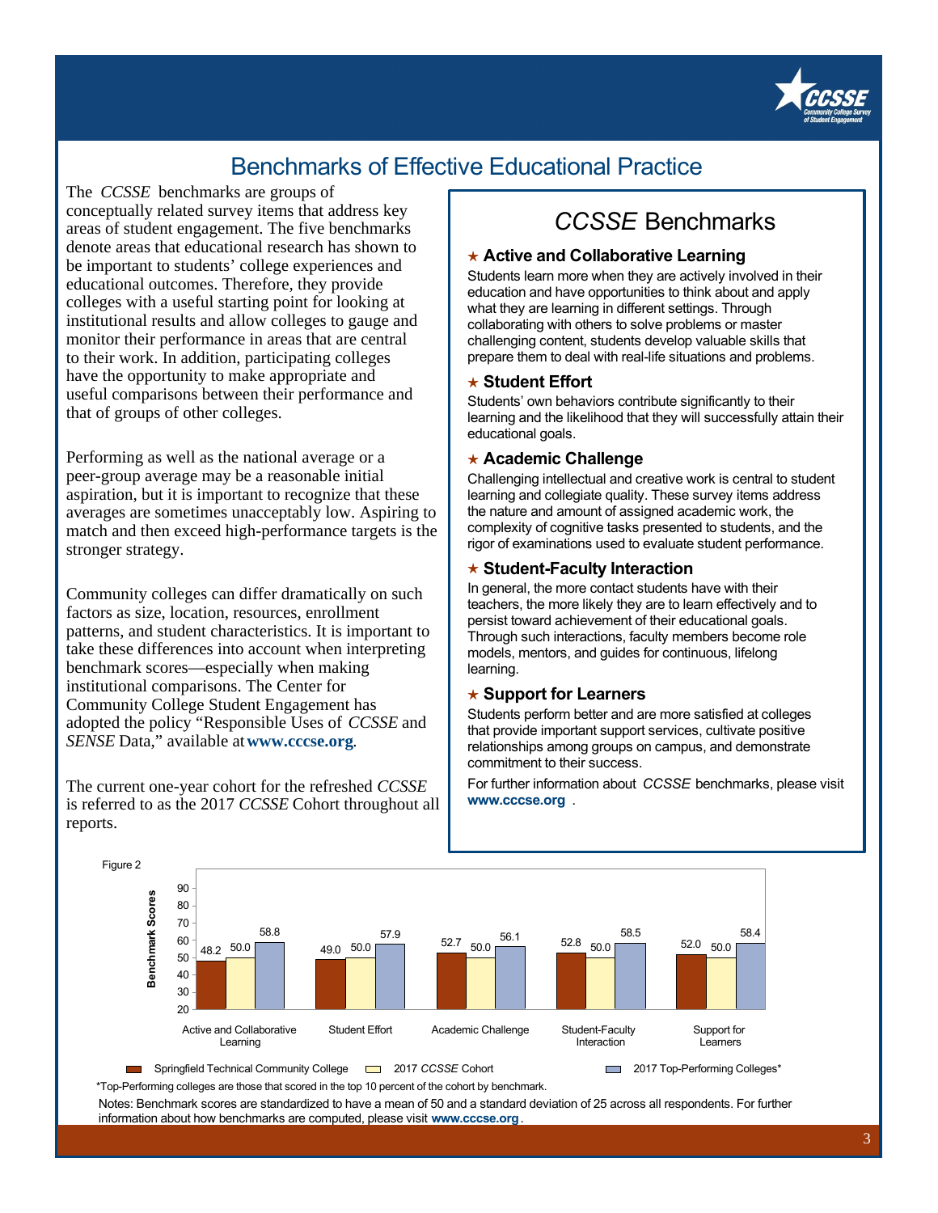# Benchmarks of Effective Educational Practice

The *CCSSE* benchmarks are groups of conceptually related survey items that address key areas of student engagement. The five benchmarks denote areas that educational research has shown to be important to students' college experiences and educational outcomes. Therefore, they provide colleges with a useful starting point for looking at institutional results and allow colleges to gauge and monitor their performance in areas that are central to their work. In addition, participating colleges have the opportunity to make appropriate and useful comparisons between their performance and that of groups of other colleges.

Performing as well as the national average or a peer-group average may be a reasonable initial aspiration, but it is important to recognize that these averages are sometimes unacceptably low. Aspiring to match and then exceed high-performance targets is the stronger strategy.

Community colleges can differ dramatically on such factors as size, location, resources, enrollment patterns, and student characteristics. It is important to take these differences into account when interpreting benchmark scores—especially when making institutional comparisons. The Center for Community College Student Engagement has adopted the policy "Responsible Uses of *CCSSE* and *SENSE* Data," available at **www.cccse.org**.

The current one-year cohort for the refreshed *CCSSE* is referred to as the 2017 *CCSSE* Cohort throughout all reports.

## *CCSSE* Benchmarks

### ★ Active and Collaborative Learning

Students learn more when they are actively involved in their education and have opportunities to think about and apply what they are learning in different settings. Through collaborating with others to solve problems or master challenging content, students develop valuable skills that prepare them to deal with real-life situations and problems.

### ★ Student Effort

Students' own behaviors contribute significantly to their learning and the likelihood that they will successfully attain their educational goals.

### ★ Academic Challenge

Challenging intellectual and creative work is central to student learning and collegiate quality. These survey items address the nature and amount of assigned academic work, the complexity of cognitive tasks presented to students, and the rigor of examinations used to evaluate student performance.

### ★ Student-Faculty Interaction

In general, the more contact students have with their teachers, the more likely they are to learn effectively and to persist toward achievement of their educational goals. Through such interactions, faculty members become role models, mentors, and guides for continuous, lifelong learning.

### ★ Support for Learners

Students perform better and are more satisfied at colleges that provide important support services, cultivate positive relationships among groups on campus, and demonstrate commitment to their success.

For further information about *CCSSE* benchmarks, please visit **www.cccse.org**.

Figure 2

| Benchmark | Springfield Technical Community College | 2017 *CCSSE* Cohort | 2017 Top-Performing Colleges* |
|---|---|---|---|
| Active and Collaborative Learning | 48.2 | 50.0 | 58.8 |
| Student Effort | 49.0 | 50.0 | 57.9 |
| Academic Challenge | 52.7 | 50.0 | 56.1 |
| Student-Faculty Interaction | 52.8 | 50.0 | 58.5 |
| Support for Learners | 52.0 | 50.0 | 58.4 |

*Top-Performing colleges are those that scored in the top 10 percent of the cohort by benchmark.

Notes: Benchmark scores are standardized to have a mean of 50 and a standard deviation of 25 across all respondents. For further information about how benchmarks are computed, please visit **www.cccse.org**.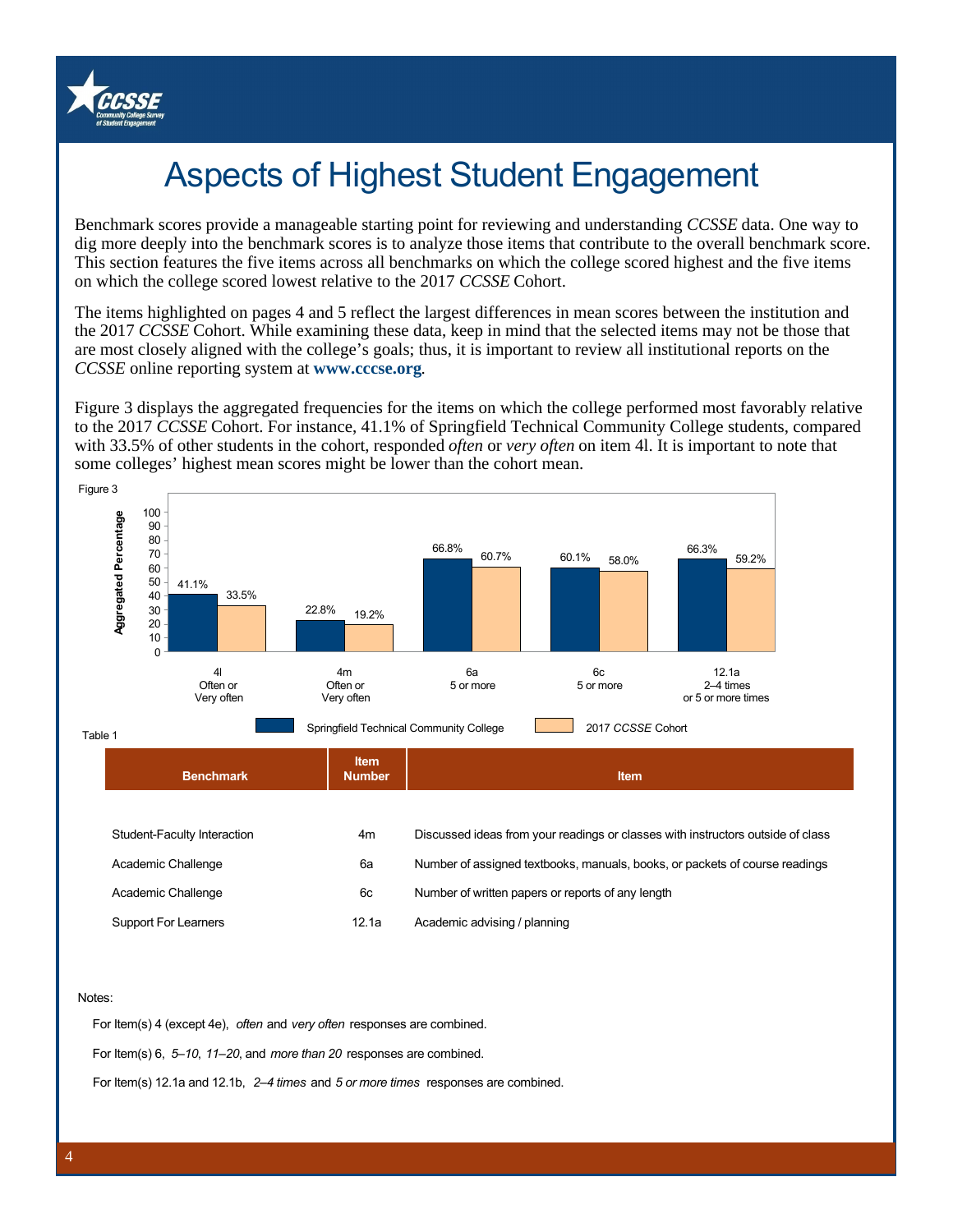# Aspects of Highest Student Engagement

Benchmark scores provide a manageable starting point for reviewing and understanding *CCSSE* data. One way to dig more deeply into the benchmark scores is to analyze those items that contribute to the overall benchmark score. This section features the five items across all benchmarks on which the college scored highest and the five items on which the college scored lowest relative to the 2017 *CCSSE* Cohort.

The items highlighted on pages 4 and 5 reflect the largest differences in mean scores between the institution and the 2017 *CCSSE* Cohort. While examining these data, keep in mind that the selected items may not be those that are most closely aligned with the college's goals; thus, it is important to review all institutional reports on the *CCSSE* online reporting system at **www.cccse.org**.

Figure 3 displays the aggregated frequencies for the items on which the college performed most favorably relative to the 2017 *CCSSE* Cohort. For instance, 41.1% of Springfield Technical Community College students, compared with 33.5% of other students in the cohort, responded *often* or *very often* on item 4l. It is important to note that some colleges' highest mean scores might be lower than the cohort mean.

Figure 3

| Item | Springfield Technical Community College | 2017 *CCSSE* Cohort |
|---|---|---|
| 4l Often or Very often | 41.1% | 33.5% |
| 4m Often or Very often | 22.8% | 19.2% |
| 6a 5 or more | 66.8% | 60.7% |
| 6c 5 or more | 60.1% | 58.0% |
| 12.1a 2–4 times or 5 or more times | 66.3% | 59.2% |

Table 1

| Benchmark | Item Number | Item |
|---|---|---|
| Student-Faculty Interaction | 4m | Discussed ideas from your readings or classes with instructors outside of class |
| Academic Challenge | 6a | Number of assigned textbooks, manuals, books, or packets of course readings |
| Academic Challenge | 6c | Number of written papers or reports of any length |
| Support For Learners | 12.1a | Academic advising / planning |

Notes:

For Item(s) 4 (except 4e), *often* and *very often* responses are combined.

For Item(s) 6, *5–10*, *11–20*, and *more than 20* responses are combined.

For Item(s) 12.1a and 12.1b, *2–4 times* and *5 or more times* responses are combined.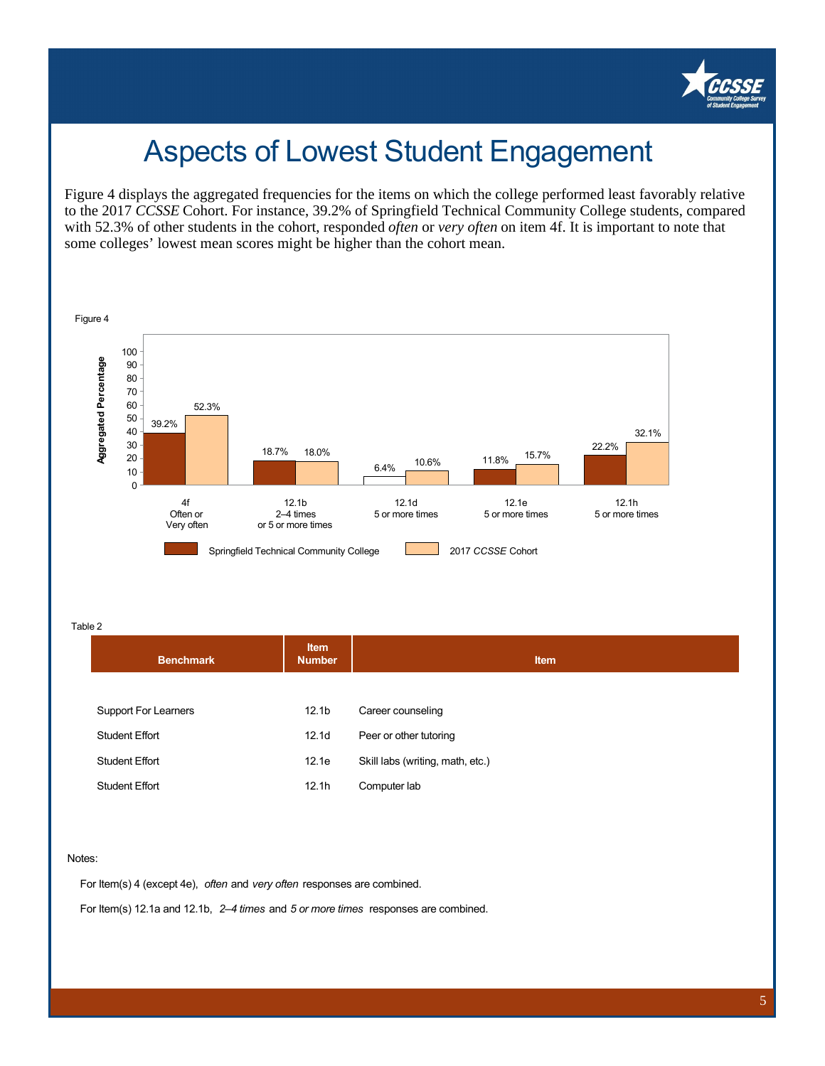# Aspects of Lowest Student Engagement

Figure 4 displays the aggregated frequencies for the items on which the college performed least favorably relative to the 2017 *CCSSE* Cohort. For instance, 39.2% of Springfield Technical Community College students, compared with 52.3% of other students in the cohort, responded *often* or *very often* on item 4f. It is important to note that some colleges' lowest mean scores might be higher than the cohort mean.

Figure 4

| Item | Springfield Technical Community College | 2017 *CCSSE* Cohort |
|---|---|---|
| 4f Often or Very often | 39.2% | 52.3% |
| 12.1b 2–4 times or 5 or more times | 18.7% | 18.0% |
| 12.1d 5 or more times | 6.4% | 10.6% |
| 12.1e 5 or more times | 11.8% | 15.7% |
| 12.1h 5 or more times | 22.2% | 32.1% |

Table 2

| Benchmark | Item Number | Item |
|---|---|---|
| Support For Learners | 12.1b | Career counseling |
| Student Effort | 12.1d | Peer or other tutoring |
| Student Effort | 12.1e | Skill labs (writing, math, etc.) |
| Student Effort | 12.1h | Computer lab |

Notes:

For Item(s) 4 (except 4e), *often* and *very often* responses are combined.

For Item(s) 12.1a and 12.1b, *2–4 times* and *5 or more times* responses are combined.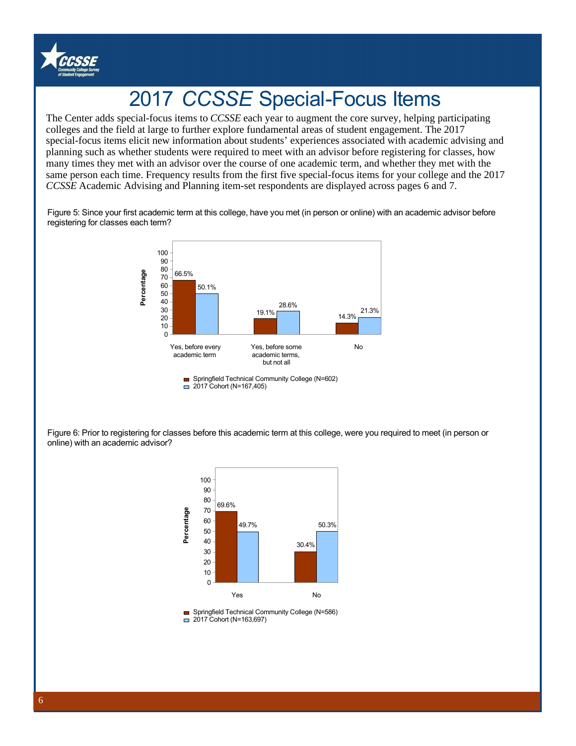# 2017 *CCSSE* Special-Focus Items

The Center adds special-focus items to *CCSSE* each year to augment the core survey, helping participating colleges and the field at large to further explore fundamental areas of student engagement. The 2017 special-focus items elicit new information about students' experiences associated with academic advising and planning such as whether students were required to meet with an advisor before registering for classes, how many times they met with an advisor over the course of one academic term, and whether they met with the same person each time. Frequency results from the first five special-focus items for your college and the 2017 *CCSSE* Academic Advising and Planning item-set respondents are displayed across pages 6 and 7.

Figure 5: Since your first academic term at this college, have you met (in person or online) with an academic advisor before registering for classes each term?

| Response | Springfield Technical Community College (N=602) | 2017 Cohort (N=167,405) |
|---|---|---|
| Yes, before every academic term | 66.5% | 50.1% |
| Yes, before some academic terms, but not all | 19.1% | 28.6% |
| No | 14.3% | 21.3% |

Figure 6: Prior to registering for classes before this academic term at this college, were you required to meet (in person or online) with an academic advisor?

| Response | Springfield Technical Community College (N=586) | 2017 Cohort (N=163,697) |
|---|---|---|
| Yes | 69.6% | 49.7% |
| No | 30.4% | 50.3% |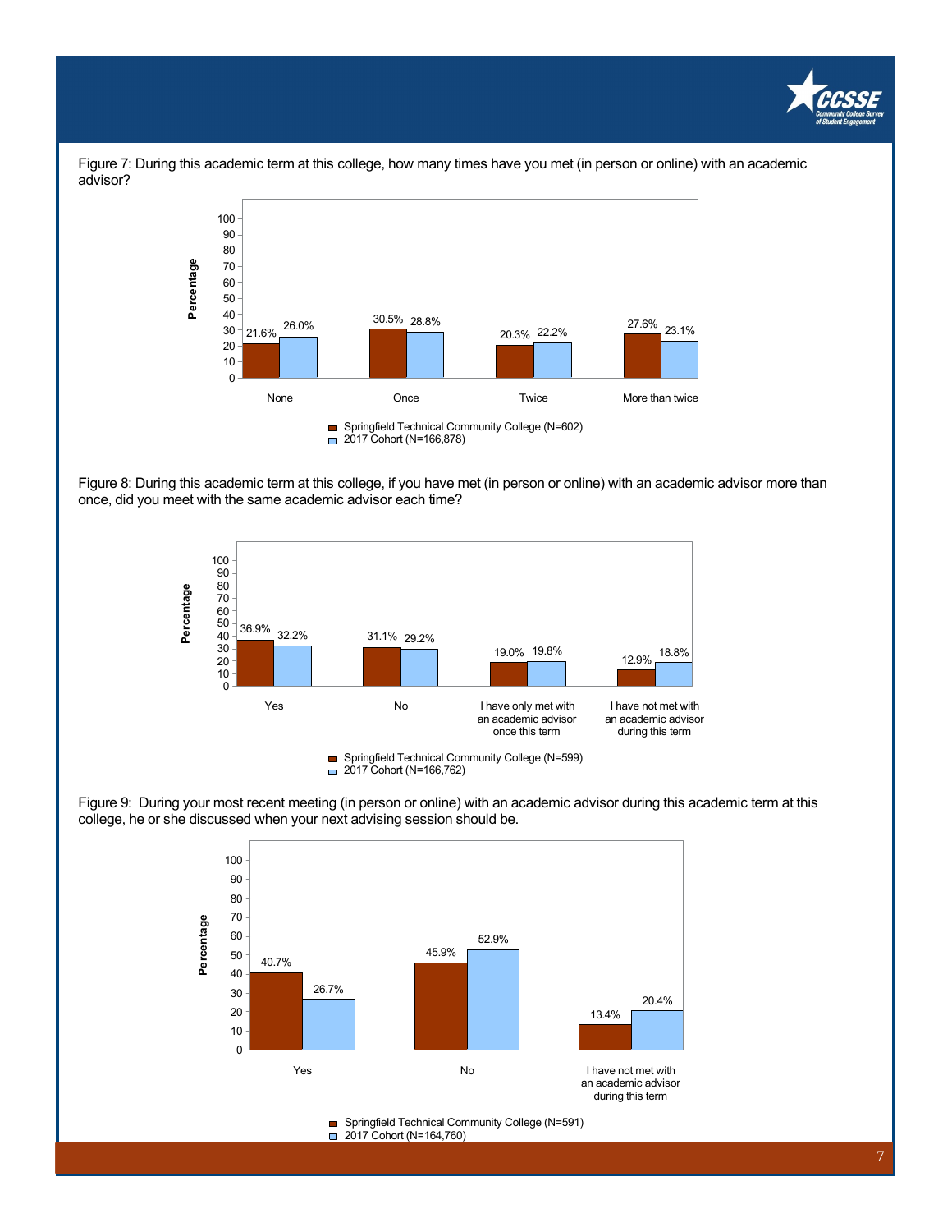Figure 7: During this academic term at this college, how many times have you met (in person or online) with an academic advisor?

| Response | Springfield Technical Community College (N=602) | 2017 Cohort (N=166,878) |
|---|---|---|
| None | 21.6% | 26.0% |
| Once | 30.5% | 28.8% |
| Twice | 20.3% | 22.2% |
| More than twice | 27.6% | 23.1% |

Figure 8: During this academic term at this college, if you have met (in person or online) with an academic advisor more than once, did you meet with the same academic advisor each time?

| Response | Springfield Technical Community College (N=599) | 2017 Cohort (N=166,762) |
|---|---|---|
| Yes | 36.9% | 32.2% |
| No | 31.1% | 29.2% |
| I have only met with an academic advisor once this term | 19.0% | 19.8% |
| I have not met with an academic advisor during this term | 12.9% | 18.8% |

Figure 9: During your most recent meeting (in person or online) with an academic advisor during this academic term at this college, he or she discussed when your next advising session should be.

| Response | Springfield Technical Community College (N=591) | 2017 Cohort (N=164,760) |
|---|---|---|
| Yes | 40.7% | 26.7% |
| No | 45.9% | 52.9% |
| I have not met with an academic advisor during this term | 13.4% | 20.4% |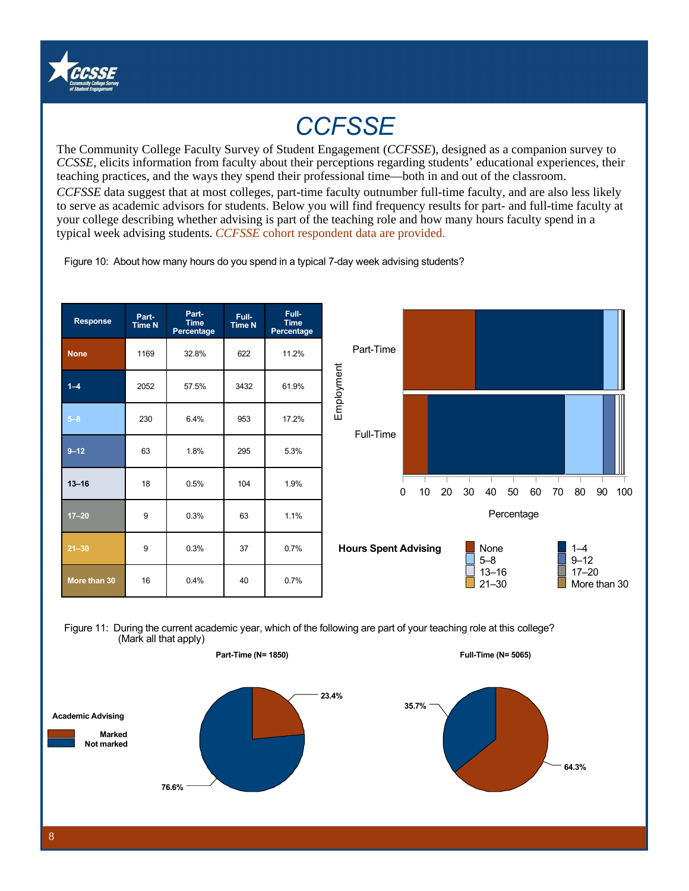# CCFSSE

The Community College Faculty Survey of Student Engagement (*CCFSSE*), designed as a companion survey to *CCSSE*, elicits information from faculty about their perceptions regarding students' educational experiences, their teaching practices, and the ways they spend their professional time—both in and out of the classroom.

*CCFSSE* data suggest that at most colleges, part-time faculty outnumber full-time faculty, and are also less likely to serve as academic advisors for students. Below you will find frequency results for part- and full-time faculty at your college describing whether advising is part of the teaching role and how many hours faculty spend in a typical week advising students. *CCFSSE* cohort respondent data are provided.

Figure 10: About how many hours do you spend in a typical 7-day week advising students?

| Response | Part-Time N | Part-Time Percentage | Full-Time N | Full-Time Percentage |
|---|---|---|---|---|
| None | 1169 | 32.8% | 622 | 11.2% |
| 1–4 | 2052 | 57.5% | 3432 | 61.9% |
| 5–8 | 230 | 6.4% | 953 | 17.2% |
| 9–12 | 63 | 1.8% | 295 | 5.3% |
| 13–16 | 18 | 0.5% | 104 | 1.9% |
| 17–20 | 9 | 0.3% | 63 | 1.1% |
| 21–30 | 9 | 0.3% | 37 | 0.7% |
| More than 30 | 16 | 0.4% | 40 | 0.7% |

Employment

Part-Time

Full-Time

0 10 20 30 40 50 60 70 80 90 100

Percentage

Hours Spent Advising

None
5–8
13–16
21–30
1–4
9–12
17–20
More than 30

Figure 11: During the current academic year, which of the following are part of your teaching role at this college? (Mark all that apply)

Academic Advising

Marked
Not marked

Part-Time (N= 1850)

23.4%
76.6%

Full-Time (N= 5065)

35.7%
64.3%